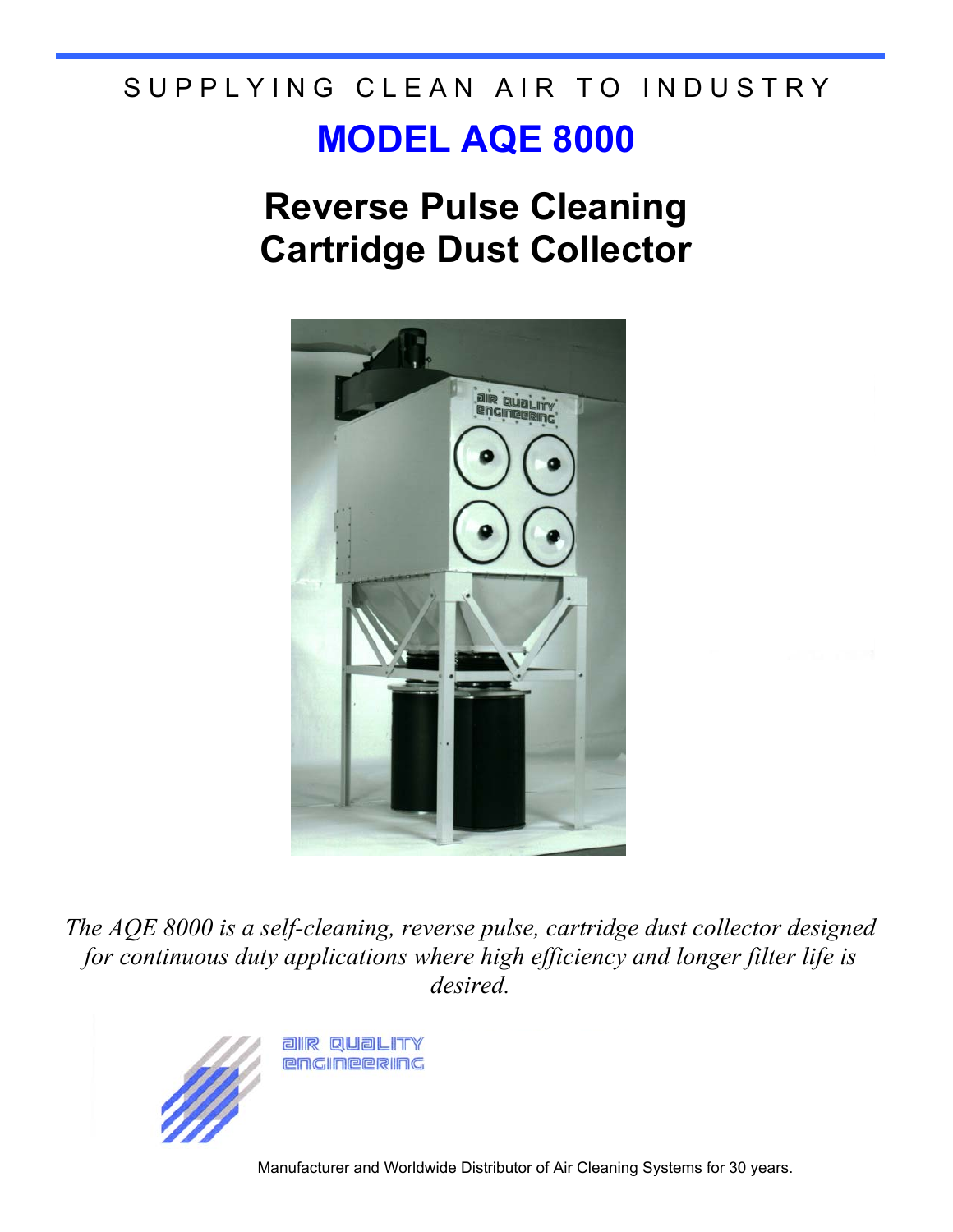SUPPLYING CLEAN AIR TO INDUSTRY

# MODEL AQE 8000

## Reverse Pulse Cleaning Cartridge Dust Collector

*The AQE 8000 is a self-cleaning, reverse pulse, cartridge dust collector designed for continuous duty applications where high efficiency and longer filter life is desired.*

AIR QUALITY ENGINEERING

Manufacturer and Worldwide Distributor of Air Cleaning Systems for 30 years.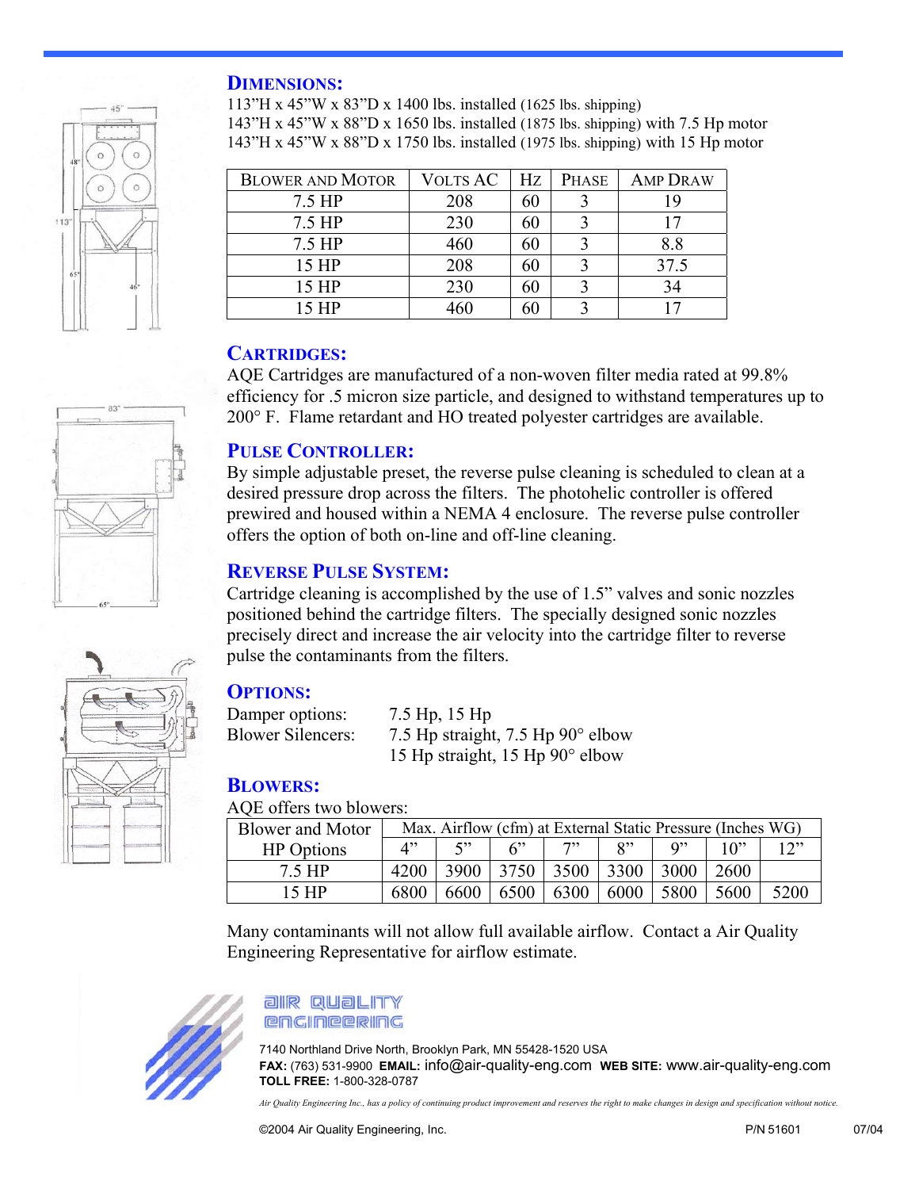## DIMENSIONS:

113"H x 45"W x 83"D x 1400 lbs. installed (1625 lbs. shipping)
143"H x 45"W x 88"D x 1650 lbs. installed (1875 lbs. shipping) with 7.5 Hp motor
143"H x 45"W x 88"D x 1750 lbs. installed (1975 lbs. shipping) with 15 Hp motor

| BLOWER AND MOTOR | VOLTS AC | HZ | PHASE | AMP DRAW |
|---|---|---|---|---|
| 7.5 HP | 208 | 60 | 3 | 19 |
| 7.5 HP | 230 | 60 | 3 | 17 |
| 7.5 HP | 460 | 60 | 3 | 8.8 |
| 15 HP | 208 | 60 | 3 | 37.5 |
| 15 HP | 230 | 60 | 3 | 34 |
| 15 HP | 460 | 60 | 3 | 17 |

## CARTRIDGES:

AQE Cartridges are manufactured of a non-woven filter media rated at 99.8% efficiency for .5 micron size particle, and designed to withstand temperatures up to 200° F. Flame retardant and HO treated polyester cartridges are available.

## PULSE CONTROLLER:

By simple adjustable preset, the reverse pulse cleaning is scheduled to clean at a desired pressure drop across the filters. The photohelic controller is offered prewired and housed within a NEMA 4 enclosure. The reverse pulse controller offers the option of both on-line and off-line cleaning.

## REVERSE PULSE SYSTEM:

Cartridge cleaning is accomplished by the use of 1.5" valves and sonic nozzles positioned behind the cartridge filters. The specially designed sonic nozzles precisely direct and increase the air velocity into the cartridge filter to reverse pulse the contaminants from the filters.

## OPTIONS:

Damper options: 7.5 Hp, 15 Hp
Blower Silencers: 7.5 Hp straight, 7.5 Hp 90° elbow
15 Hp straight, 15 Hp 90° elbow

## BLOWERS:

AQE offers two blowers:

| Blower and Motor HP Options | Max. Airflow (cfm) at External Static Pressure (Inches WG) | | | | | | | |
|---|---|---|---|---|---|---|---|---|
| | 4" | 5" | 6" | 7" | 8" | 9" | 10" | 12" |
| 7.5 HP | 4200 | 3900 | 3750 | 3500 | 3300 | 3000 | 2600 | |
| 15 HP | 6800 | 6600 | 6500 | 6300 | 6000 | 5800 | 5600 | 5200 |

Many contaminants will not allow full available airflow. Contact a Air Quality Engineering Representative for airflow estimate.

AIR QUALITY ENGINEERING

7140 Northland Drive North, Brooklyn Park, MN 55428-1520 USA
**FAX:** (763) 531-9900 **EMAIL:** info@air-quality-eng.com **WEB SITE:** www.air-quality-eng.com
**TOLL FREE:** 1-800-328-0787

*Air Quality Engineering Inc., has a policy of continuing product improvement and reserves the right to make changes in design and specification without notice.*

©2004 Air Quality Engineering, Inc. P/N 51601 07/04